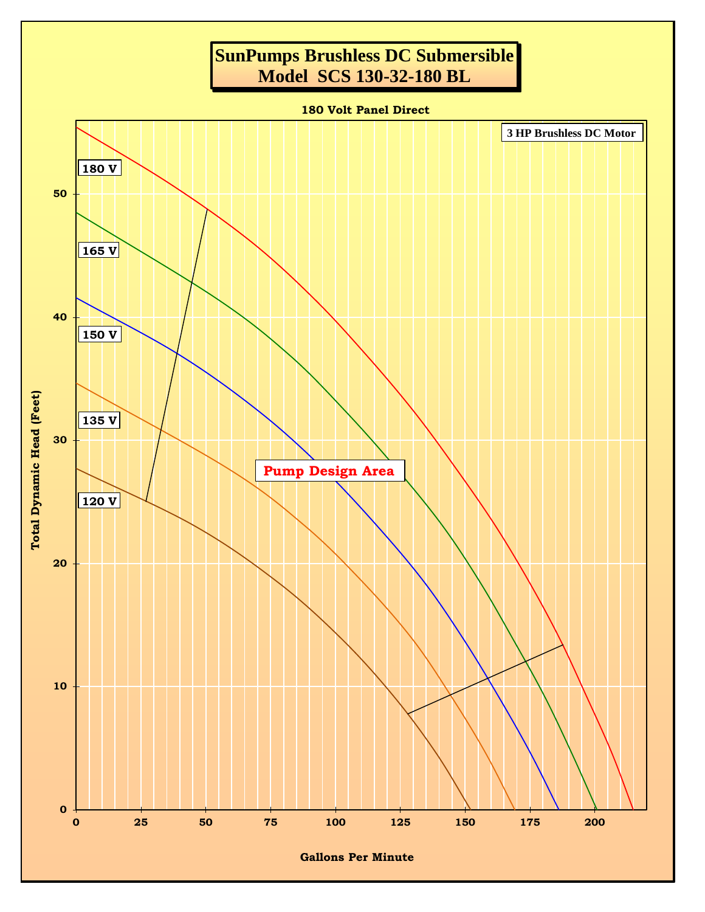# SunPumps Brushless DC Submersible
# Model SCS 130-32-180 BL

**180 Volt Panel Direct**

3 HP Brushless DC Motor

180 V

165 V

150 V

135 V

120 V

Pump Design Area

Total Dynamic Head (Feet)

Gallons Per Minute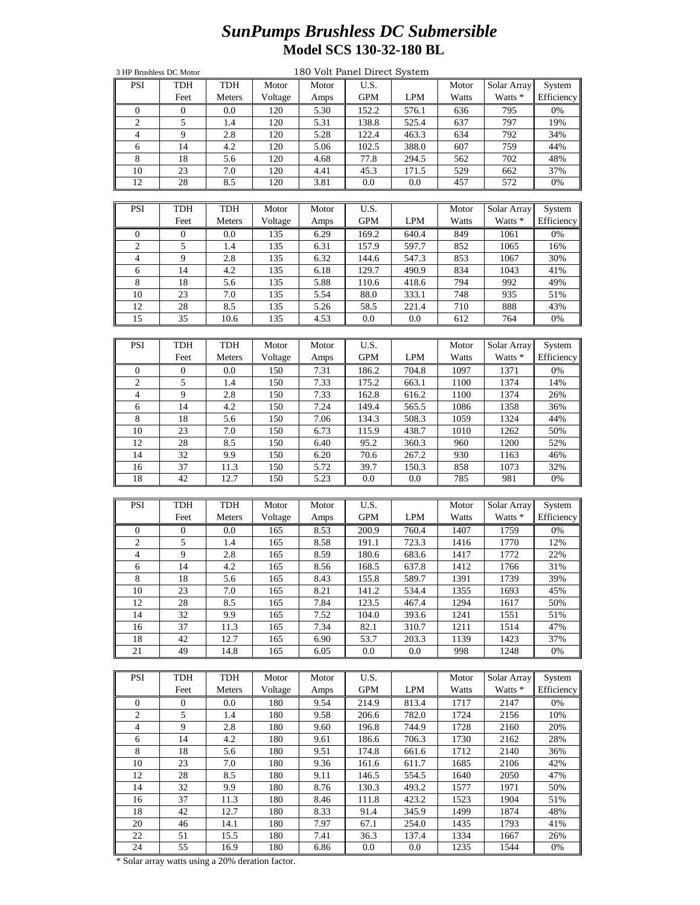# *SunPumps Brushless DC Submersible*

## Model SCS 130-32-180 BL

3 HP Brushless DC Motor — 180 Volt Panel Direct System

| PSI | TDH Feet | TDH Meters | Motor Voltage | Motor Amps | U.S. GPM | LPM | Motor Watts | Solar Array Watts * | System Efficiency |
|---|---|---|---|---|---|---|---|---|---|
| 0 | 0 | 0.0 | 120 | 5.30 | 152.2 | 576.1 | 636 | 795 | 0% |
| 2 | 5 | 1.4 | 120 | 5.31 | 138.8 | 525.4 | 637 | 797 | 19% |
| 4 | 9 | 2.8 | 120 | 5.28 | 122.4 | 463.3 | 634 | 792 | 34% |
| 6 | 14 | 4.2 | 120 | 5.06 | 102.5 | 388.0 | 607 | 759 | 44% |
| 8 | 18 | 5.6 | 120 | 4.68 | 77.8 | 294.5 | 562 | 702 | 48% |
| 10 | 23 | 7.0 | 120 | 4.41 | 45.3 | 171.5 | 529 | 662 | 37% |
| 12 | 28 | 8.5 | 120 | 3.81 | 0.0 | 0.0 | 457 | 572 | 0% |

| PSI | TDH Feet | TDH Meters | Motor Voltage | Motor Amps | U.S. GPM | LPM | Motor Watts | Solar Array Watts * | System Efficiency |
|---|---|---|---|---|---|---|---|---|---|
| 0 | 0 | 0.0 | 135 | 6.29 | 169.2 | 640.4 | 849 | 1061 | 0% |
| 2 | 5 | 1.4 | 135 | 6.31 | 157.9 | 597.7 | 852 | 1065 | 16% |
| 4 | 9 | 2.8 | 135 | 6.32 | 144.6 | 547.3 | 853 | 1067 | 30% |
| 6 | 14 | 4.2 | 135 | 6.18 | 129.7 | 490.9 | 834 | 1043 | 41% |
| 8 | 18 | 5.6 | 135 | 5.88 | 110.6 | 418.6 | 794 | 992 | 49% |
| 10 | 23 | 7.0 | 135 | 5.54 | 88.0 | 333.1 | 748 | 935 | 51% |
| 12 | 28 | 8.5 | 135 | 5.26 | 58.5 | 221.4 | 710 | 888 | 43% |
| 15 | 35 | 10.6 | 135 | 4.53 | 0.0 | 0.0 | 612 | 764 | 0% |

| PSI | TDH Feet | TDH Meters | Motor Voltage | Motor Amps | U.S. GPM | LPM | Motor Watts | Solar Array Watts * | System Efficiency |
|---|---|---|---|---|---|---|---|---|---|
| 0 | 0 | 0.0 | 150 | 7.31 | 186.2 | 704.8 | 1097 | 1371 | 0% |
| 2 | 5 | 1.4 | 150 | 7.33 | 175.2 | 663.1 | 1100 | 1374 | 14% |
| 4 | 9 | 2.8 | 150 | 7.33 | 162.8 | 616.2 | 1100 | 1374 | 26% |
| 6 | 14 | 4.2 | 150 | 7.24 | 149.4 | 565.5 | 1086 | 1358 | 36% |
| 8 | 18 | 5.6 | 150 | 7.06 | 134.3 | 508.3 | 1059 | 1324 | 44% |
| 10 | 23 | 7.0 | 150 | 6.73 | 115.9 | 438.7 | 1010 | 1262 | 50% |
| 12 | 28 | 8.5 | 150 | 6.40 | 95.2 | 360.3 | 960 | 1200 | 52% |
| 14 | 32 | 9.9 | 150 | 6.20 | 70.6 | 267.2 | 930 | 1163 | 46% |
| 16 | 37 | 11.3 | 150 | 5.72 | 39.7 | 150.3 | 858 | 1073 | 32% |
| 18 | 42 | 12.7 | 150 | 5.23 | 0.0 | 0.0 | 785 | 981 | 0% |

| PSI | TDH Feet | TDH Meters | Motor Voltage | Motor Amps | U.S. GPM | LPM | Motor Watts | Solar Array Watts * | System Efficiency |
|---|---|---|---|---|---|---|---|---|---|
| 0 | 0 | 0.0 | 165 | 8.53 | 200.9 | 760.4 | 1407 | 1759 | 0% |
| 2 | 5 | 1.4 | 165 | 8.58 | 191.1 | 723.3 | 1416 | 1770 | 12% |
| 4 | 9 | 2.8 | 165 | 8.59 | 180.6 | 683.6 | 1417 | 1772 | 22% |
| 6 | 14 | 4.2 | 165 | 8.56 | 168.5 | 637.8 | 1412 | 1766 | 31% |
| 8 | 18 | 5.6 | 165 | 8.43 | 155.8 | 589.7 | 1391 | 1739 | 39% |
| 10 | 23 | 7.0 | 165 | 8.21 | 141.2 | 534.4 | 1355 | 1693 | 45% |
| 12 | 28 | 8.5 | 165 | 7.84 | 123.5 | 467.4 | 1294 | 1617 | 50% |
| 14 | 32 | 9.9 | 165 | 7.52 | 104.0 | 393.6 | 1241 | 1551 | 51% |
| 16 | 37 | 11.3 | 165 | 7.34 | 82.1 | 310.7 | 1211 | 1514 | 47% |
| 18 | 42 | 12.7 | 165 | 6.90 | 53.7 | 203.3 | 1139 | 1423 | 37% |
| 21 | 49 | 14.8 | 165 | 6.05 | 0.0 | 0.0 | 998 | 1248 | 0% |

| PSI | TDH Feet | TDH Meters | Motor Voltage | Motor Amps | U.S. GPM | LPM | Motor Watts | Solar Array Watts * | System Efficiency |
|---|---|---|---|---|---|---|---|---|---|
| 0 | 0 | 0.0 | 180 | 9.54 | 214.9 | 813.4 | 1717 | 2147 | 0% |
| 2 | 5 | 1.4 | 180 | 9.58 | 206.6 | 782.0 | 1724 | 2156 | 10% |
| 4 | 9 | 2.8 | 180 | 9.60 | 196.8 | 744.9 | 1728 | 2160 | 20% |
| 6 | 14 | 4.2 | 180 | 9.61 | 186.6 | 706.3 | 1730 | 2162 | 28% |
| 8 | 18 | 5.6 | 180 | 9.51 | 174.8 | 661.6 | 1712 | 2140 | 36% |
| 10 | 23 | 7.0 | 180 | 9.36 | 161.6 | 611.7 | 1685 | 2106 | 42% |
| 12 | 28 | 8.5 | 180 | 9.11 | 146.5 | 554.5 | 1640 | 2050 | 47% |
| 14 | 32 | 9.9 | 180 | 8.76 | 130.3 | 493.2 | 1577 | 1971 | 50% |
| 16 | 37 | 11.3 | 180 | 8.46 | 111.8 | 423.2 | 1523 | 1904 | 51% |
| 18 | 42 | 12.7 | 180 | 8.33 | 91.4 | 345.9 | 1499 | 1874 | 48% |
| 20 | 46 | 14.1 | 180 | 7.97 | 67.1 | 254.0 | 1435 | 1793 | 41% |
| 22 | 51 | 15.5 | 180 | 7.41 | 36.3 | 137.4 | 1334 | 1667 | 26% |
| 24 | 55 | 16.9 | 180 | 6.86 | 0.0 | 0.0 | 1235 | 1544 | 0% |

* Solar array watts using a 20% deration factor.